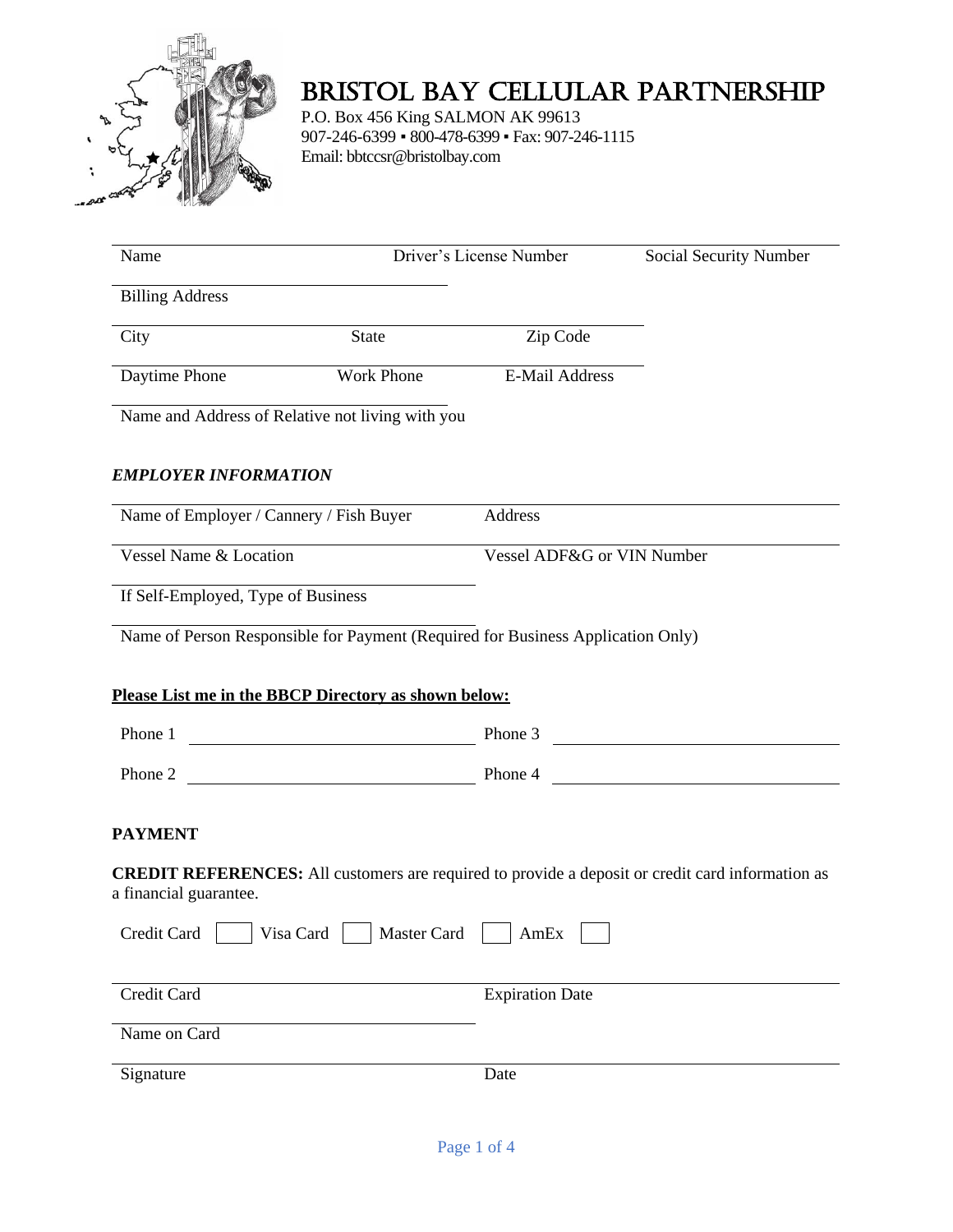# BRISTOL BAY CELLULAR PARTNERSHIP

P.O. Box 456 King SALMON AK 99613
907-246-6399 ▪ 800-478-6399 ▪ Fax: 907-246-1115
Email: bbtccsr@bristolbay.com

Name　　　　　　　　　　Driver's License Number　　　　　　　　Social Security Number

Billing Address

City　　　　　　　　State　　　　　　　Zip Code

Daytime Phone　　　　　Work Phone　　　　　E-Mail Address

Name and Address of Relative not living with you

### *EMPLOYER INFORMATION*

Name of Employer / Cannery / Fish Buyer　　　　　Address

Vessel Name & Location　　　　　Vessel ADF&G or VIN Number

If Self-Employed, Type of Business

Name of Person Responsible for Payment (Required for Business Application Only)

**Please List me in the BBCP Directory as shown below:**

Phone 1 ______________________　　Phone 3 ______________________

Phone 2 ______________________　　Phone 4 ______________________

### PAYMENT

**CREDIT REFERENCES:** All customers are required to provide a deposit or credit card information as a financial guarantee.

Credit Card ☐ Visa Card ☐ Master Card ☐ AmEx ☐

Credit Card　　　　　　　　　　Expiration Date

Name on Card

Signature　　　　　　　　　　Date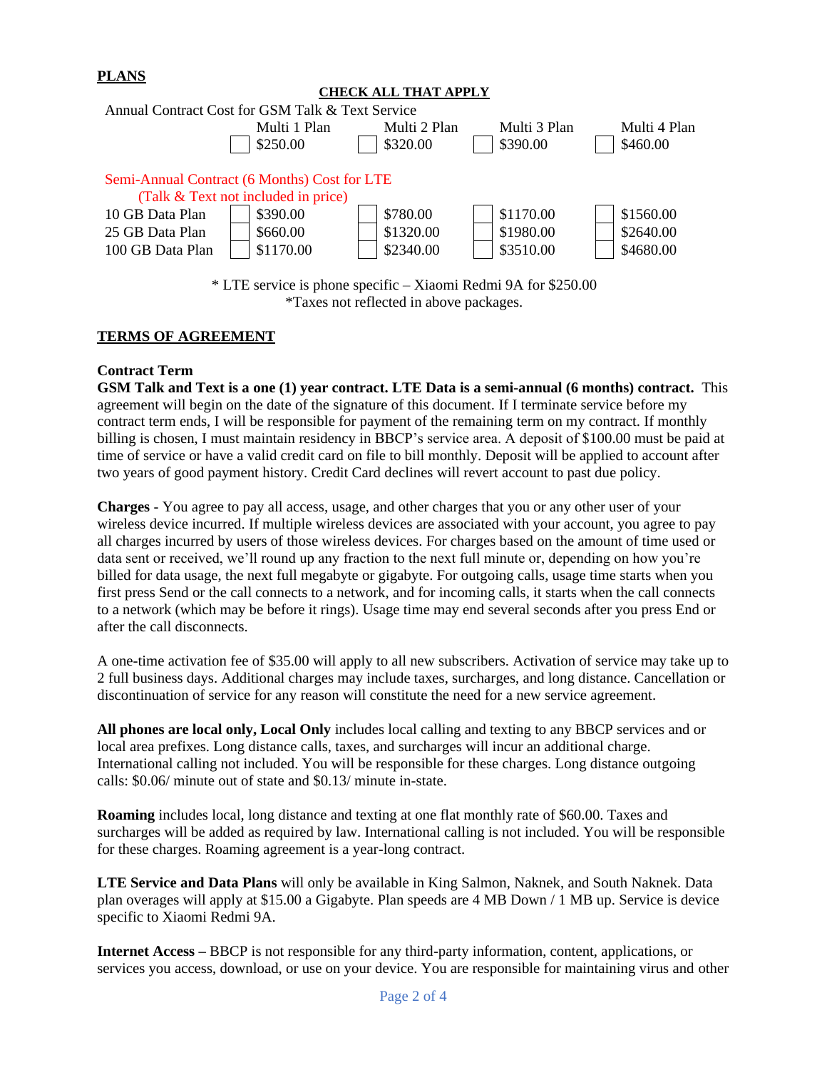## PLANS

**CHECK ALL THAT APPLY**

| Annual Contract Cost for GSM Talk & Text Service | Multi 1 Plan | Multi 2 Plan | Multi 3 Plan | Multi 4 Plan |
|---|---|---|---|---|
| | ☐ $250.00 | ☐ $320.00 | ☐ $390.00 | ☐ $460.00 |

| Semi-Annual Contract (6 Months) Cost for LTE (Talk & Text not included in price) | | | | |
|---|---|---|---|---|
| 10 GB Data Plan | ☐ $390.00 | ☐ $780.00 | ☐ $1170.00 | ☐ $1560.00 |
| 25 GB Data Plan | ☐ $660.00 | ☐ $1320.00 | ☐ $1980.00 | ☐ $2640.00 |
| 100 GB Data Plan | ☐ $1170.00 | ☐ $2340.00 | ☐ $3510.00 | ☐ $4680.00 |

* LTE service is phone specific – Xiaomi Redmi 9A for $250.00
*Taxes not reflected in above packages.

## TERMS OF AGREEMENT

**Contract Term**

**GSM Talk and Text is a one (1) year contract. LTE Data is a semi-annual (6 months) contract.** This agreement will begin on the date of the signature of this document. If I terminate service before my contract term ends, I will be responsible for payment of the remaining term on my contract. If monthly billing is chosen, I must maintain residency in BBCP's service area. A deposit of $100.00 must be paid at time of service or have a valid credit card on file to bill monthly. Deposit will be applied to account after two years of good payment history. Credit Card declines will revert account to past due policy.

**Charges** - You agree to pay all access, usage, and other charges that you or any other user of your wireless device incurred. If multiple wireless devices are associated with your account, you agree to pay all charges incurred by users of those wireless devices. For charges based on the amount of time used or data sent or received, we'll round up any fraction to the next full minute or, depending on how you're billed for data usage, the next full megabyte or gigabyte. For outgoing calls, usage time starts when you first press Send or the call connects to a network, and for incoming calls, it starts when the call connects to a network (which may be before it rings). Usage time may end several seconds after you press End or after the call disconnects.

A one-time activation fee of $35.00 will apply to all new subscribers. Activation of service may take up to 2 full business days. Additional charges may include taxes, surcharges, and long distance. Cancellation or discontinuation of service for any reason will constitute the need for a new service agreement.

**All phones are local only, Local Only** includes local calling and texting to any BBCP services and or local area prefixes. Long distance calls, taxes, and surcharges will incur an additional charge. International calling not included. You will be responsible for these charges. Long distance outgoing calls: $0.06/ minute out of state and $0.13/ minute in-state.

**Roaming** includes local, long distance and texting at one flat monthly rate of $60.00. Taxes and surcharges will be added as required by law. International calling is not included. You will be responsible for these charges. Roaming agreement is a year-long contract.

**LTE Service and Data Plans** will only be available in King Salmon, Naknek, and South Naknek. Data plan overages will apply at $15.00 a Gigabyte. Plan speeds are 4 MB Down / 1 MB up. Service is device specific to Xiaomi Redmi 9A.

**Internet Access –** BBCP is not responsible for any third-party information, content, applications, or services you access, download, or use on your device. You are responsible for maintaining virus and other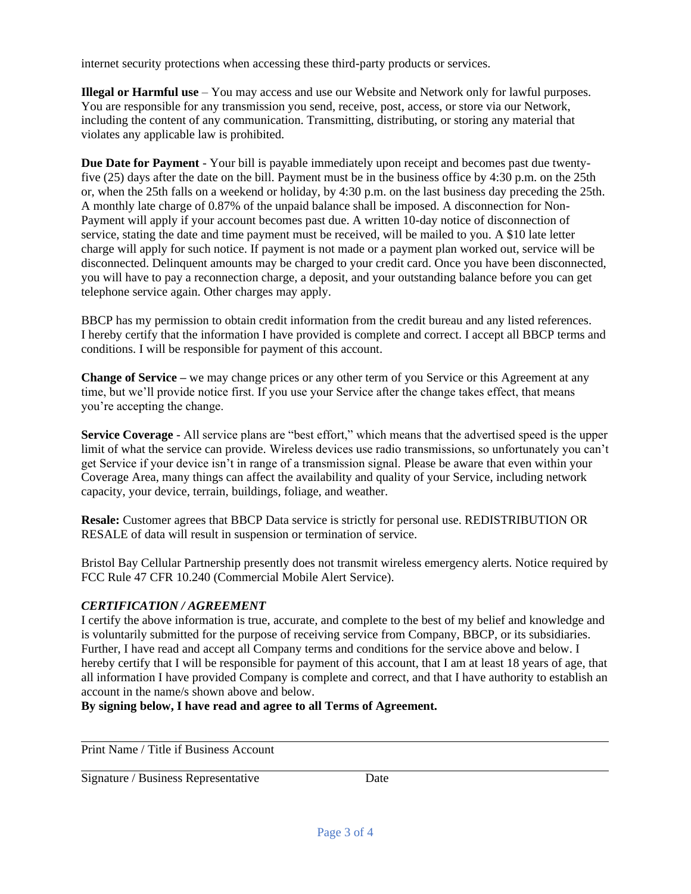internet security protections when accessing these third-party products or services.

**Illegal or Harmful use** – You may access and use our Website and Network only for lawful purposes. You are responsible for any transmission you send, receive, post, access, or store via our Network, including the content of any communication. Transmitting, distributing, or storing any material that violates any applicable law is prohibited.

**Due Date for Payment** - Your bill is payable immediately upon receipt and becomes past due twenty-five (25) days after the date on the bill. Payment must be in the business office by 4:30 p.m. on the 25th or, when the 25th falls on a weekend or holiday, by 4:30 p.m. on the last business day preceding the 25th. A monthly late charge of 0.87% of the unpaid balance shall be imposed. A disconnection for Non-Payment will apply if your account becomes past due. A written 10-day notice of disconnection of service, stating the date and time payment must be received, will be mailed to you. A $10 late letter charge will apply for such notice. If payment is not made or a payment plan worked out, service will be disconnected. Delinquent amounts may be charged to your credit card. Once you have been disconnected, you will have to pay a reconnection charge, a deposit, and your outstanding balance before you can get telephone service again. Other charges may apply.

BBCP has my permission to obtain credit information from the credit bureau and any listed references. I hereby certify that the information I have provided is complete and correct. I accept all BBCP terms and conditions. I will be responsible for payment of this account.

**Change of Service –** we may change prices or any other term of you Service or this Agreement at any time, but we'll provide notice first. If you use your Service after the change takes effect, that means you're accepting the change.

**Service Coverage** - All service plans are "best effort," which means that the advertised speed is the upper limit of what the service can provide. Wireless devices use radio transmissions, so unfortunately you can't get Service if your device isn't in range of a transmission signal. Please be aware that even within your Coverage Area, many things can affect the availability and quality of your Service, including network capacity, your device, terrain, buildings, foliage, and weather.

**Resale:** Customer agrees that BBCP Data service is strictly for personal use. REDISTRIBUTION OR RESALE of data will result in suspension or termination of service.

Bristol Bay Cellular Partnership presently does not transmit wireless emergency alerts. Notice required by FCC Rule 47 CFR 10.240 (Commercial Mobile Alert Service).

***CERTIFICATION / AGREEMENT***

I certify the above information is true, accurate, and complete to the best of my belief and knowledge and is voluntarily submitted for the purpose of receiving service from Company, BBCP, or its subsidiaries. Further, I have read and accept all Company terms and conditions for the service above and below. I hereby certify that I will be responsible for payment of this account, that I am at least 18 years of age, that all information I have provided Company is complete and correct, and that I have authority to establish an account in the name/s shown above and below.

**By signing below, I have read and agree to all Terms of Agreement.**

______________________________________________

Print Name / Title if Business Account

______________________________________________

Signature / Business Representative                    Date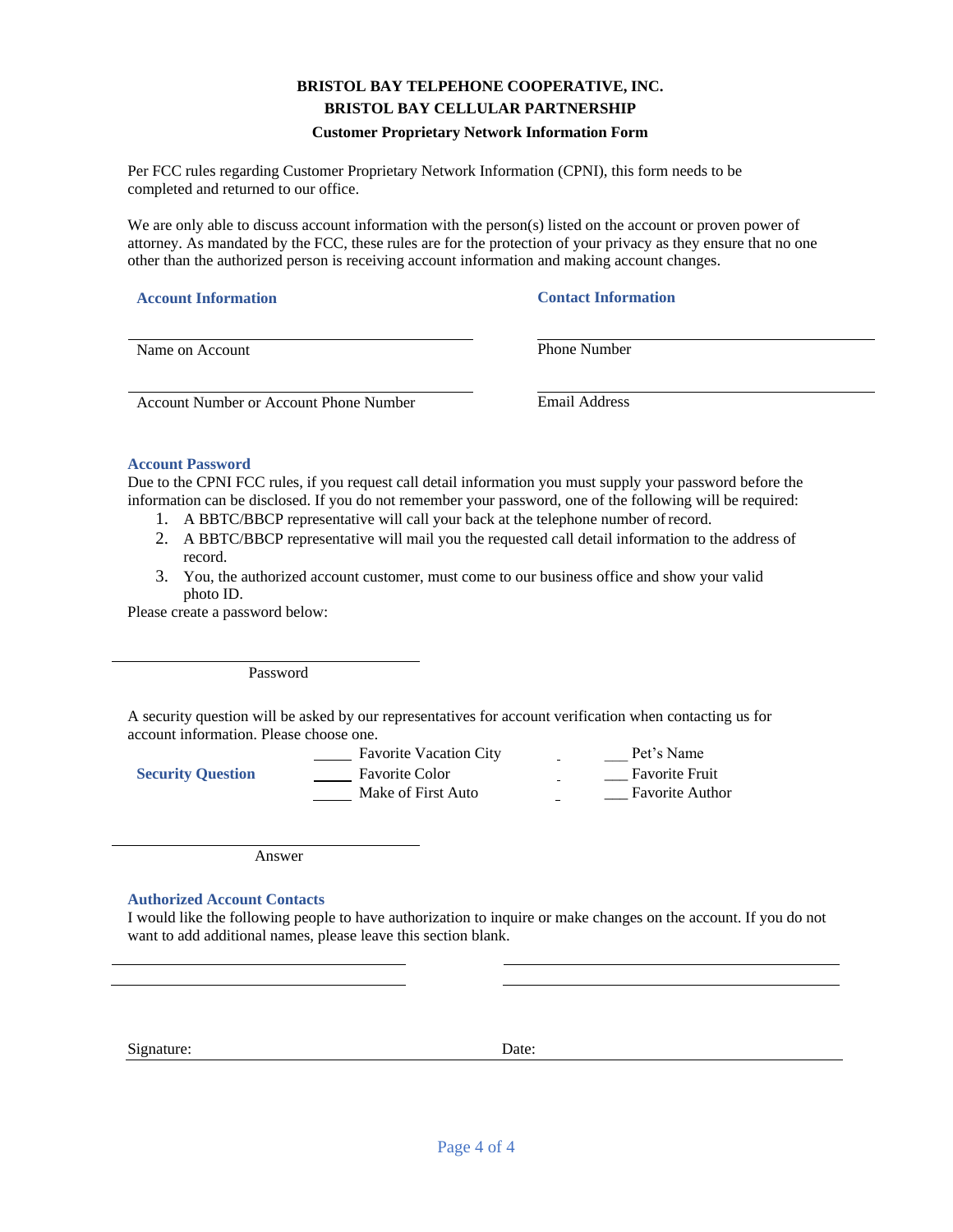**BRISTOL BAY TELPEHONE COOPERATIVE, INC.**

**BRISTOL BAY CELLULAR PARTNERSHIP**

**Customer Proprietary Network Information Form**

Per FCC rules regarding Customer Proprietary Network Information (CPNI), this form needs to be completed and returned to our office.

We are only able to discuss account information with the person(s) listed on the account or proven power of attorney. As mandated by the FCC, these rules are for the protection of your privacy as they ensure that no one other than the authorized person is receiving account information and making account changes.

**Account Information**

______________________________
Name on Account

______________________________
Account Number or Account Phone Number

**Contact Information**

______________________________
Phone Number

______________________________
Email Address

**Account Password**

Due to the CPNI FCC rules, if you request call detail information you must supply your password before the information can be disclosed. If you do not remember your password, one of the following will be required:

1. A BBTC/BBCP representative will call your back at the telephone number of record.
2. A BBTC/BBCP representative will mail you the requested call detail information to the address of record.
3. You, the authorized account customer, must come to our business office and show your valid photo ID.

Please create a password below:

______________________________
Password

A security question will be asked by our representatives for account verification when contacting us for account information. Please choose one.

**Security Question**

_____ Favorite Vacation City
_____ Favorite Color
_____ Make of First Auto
___ Pet's Name
___ Favorite Fruit
___ Favorite Author

______________________________
Answer

**Authorized Account Contacts**

I would like the following people to have authorization to inquire or make changes on the account. If you do not want to add additional names, please leave this section blank.

______________________________ ______________________________

______________________________ ______________________________

Signature: ______________________________ Date: ______________________________